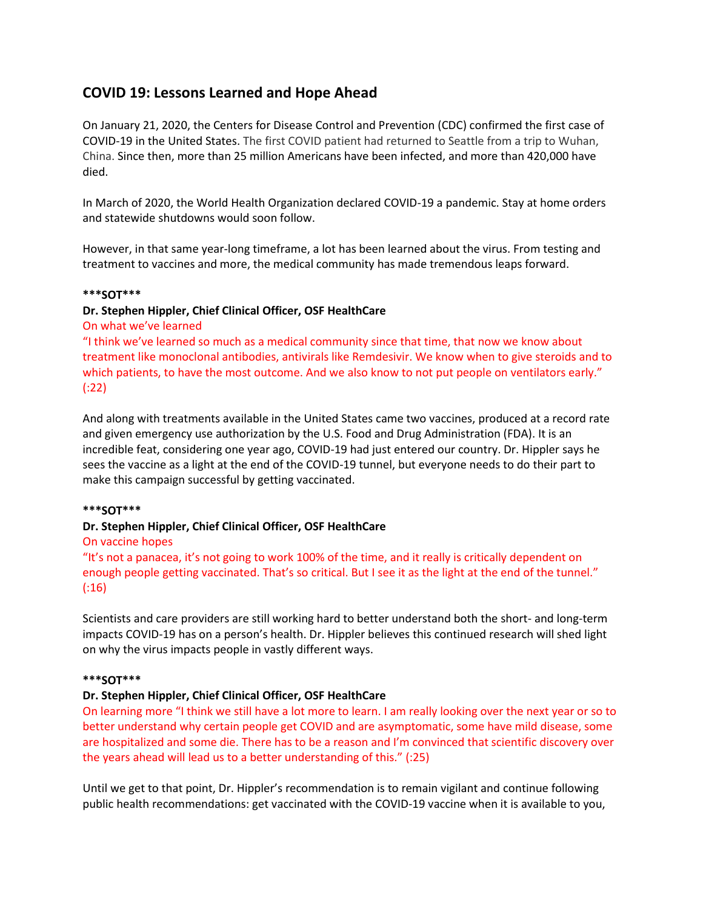## COVID 19: Lessons Learned and Hope Ahead

On January 21, 2020, the Centers for Disease Control and Prevention (CDC) confirmed the first case of COVID-19 in the United States. The first COVID patient had returned to Seattle from a trip to Wuhan, China. Since then, more than 25 million Americans have been infected, and more than 420,000 have died.

In March of 2020, the World Health Organization declared COVID-19 a pandemic. Stay at home orders and statewide shutdowns would soon follow.

However, in that same year-long timeframe, a lot has been learned about the virus. From testing and treatment to vaccines and more, the medical community has made tremendous leaps forward.

**\*\*\*SOT\*\*\***

**Dr. Stephen Hippler, Chief Clinical Officer, OSF HealthCare**

On what we've learned

"I think we've learned so much as a medical community since that time, that now we know about treatment like monoclonal antibodies, antivirals like Remdesivir. We know when to give steroids and to which patients, to have the most outcome. And we also know to not put people on ventilators early." (:22)

And along with treatments available in the United States came two vaccines, produced at a record rate and given emergency use authorization by the U.S. Food and Drug Administration (FDA). It is an incredible feat, considering one year ago, COVID-19 had just entered our country. Dr. Hippler says he sees the vaccine as a light at the end of the COVID-19 tunnel, but everyone needs to do their part to make this campaign successful by getting vaccinated.

**\*\*\*SOT\*\*\***

**Dr. Stephen Hippler, Chief Clinical Officer, OSF HealthCare**

On vaccine hopes

"It's not a panacea, it's not going to work 100% of the time, and it really is critically dependent on enough people getting vaccinated. That's so critical. But I see it as the light at the end of the tunnel." (:16)

Scientists and care providers are still working hard to better understand both the short- and long-term impacts COVID-19 has on a person's health. Dr. Hippler believes this continued research will shed light on why the virus impacts people in vastly different ways.

**\*\*\*SOT\*\*\***

**Dr. Stephen Hippler, Chief Clinical Officer, OSF HealthCare**

On learning more "I think we still have a lot more to learn. I am really looking over the next year or so to better understand why certain people get COVID and are asymptomatic, some have mild disease, some are hospitalized and some die. There has to be a reason and I'm convinced that scientific discovery over the years ahead will lead us to a better understanding of this." (:25)

Until we get to that point, Dr. Hippler's recommendation is to remain vigilant and continue following public health recommendations: get vaccinated with the COVID-19 vaccine when it is available to you,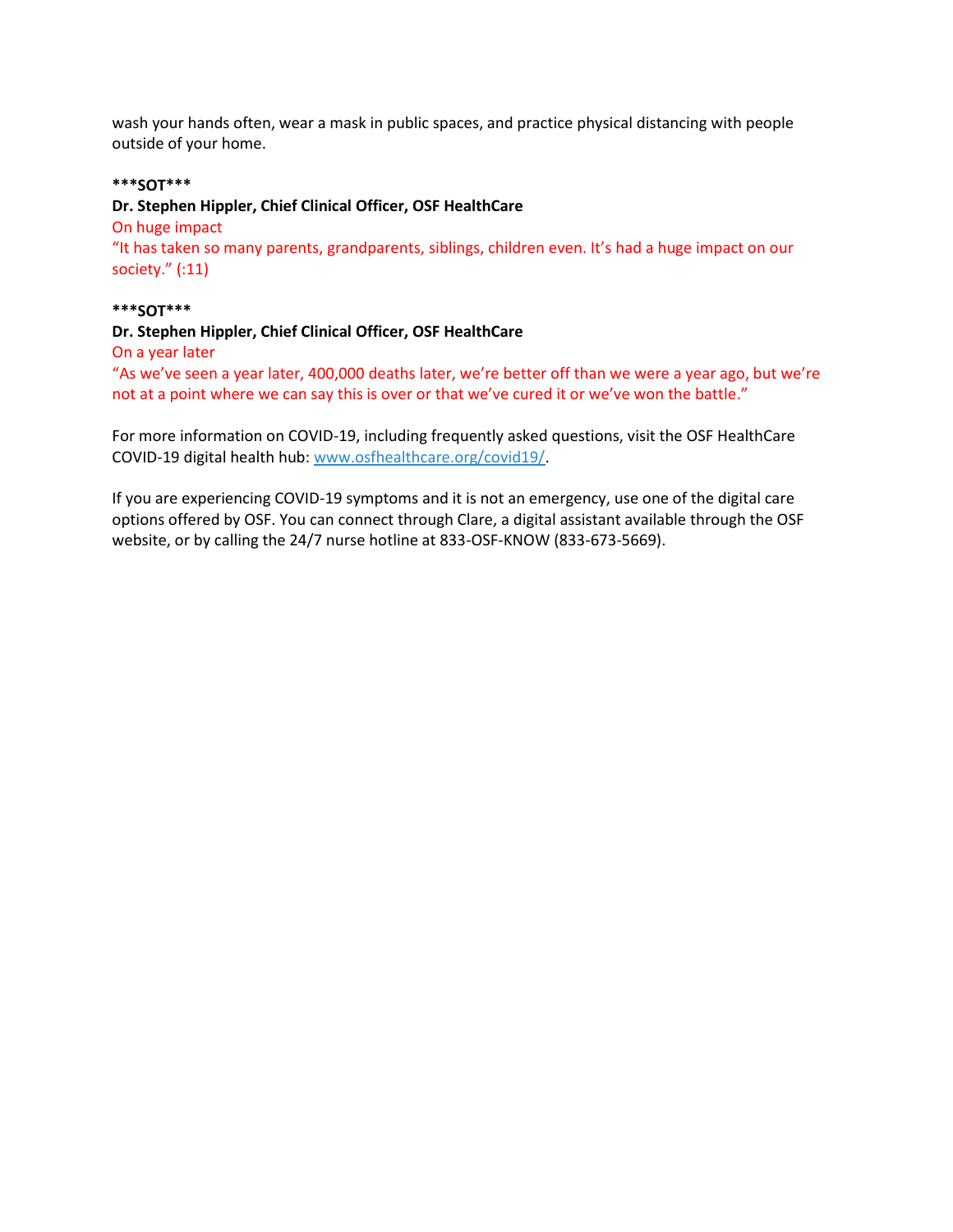wash your hands often, wear a mask in public spaces, and practice physical distancing with people outside of your home.

**\*\*\*SOT\*\*\***

**Dr. Stephen Hippler, Chief Clinical Officer, OSF HealthCare**

On huge impact

"It has taken so many parents, grandparents, siblings, children even. It's had a huge impact on our society." (:11)

**\*\*\*SOT\*\*\***

**Dr. Stephen Hippler, Chief Clinical Officer, OSF HealthCare**

On a year later

"As we've seen a year later, 400,000 deaths later, we're better off than we were a year ago, but we're not at a point where we can say this is over or that we've cured it or we've won the battle."

For more information on COVID-19, including frequently asked questions, visit the OSF HealthCare COVID-19 digital health hub: [www.osfhealthcare.org/covid19/](www.osfhealthcare.org/covid19/).

If you are experiencing COVID-19 symptoms and it is not an emergency, use one of the digital care options offered by OSF. You can connect through Clare, a digital assistant available through the OSF website, or by calling the 24/7 nurse hotline at 833-OSF-KNOW (833-673-5669).